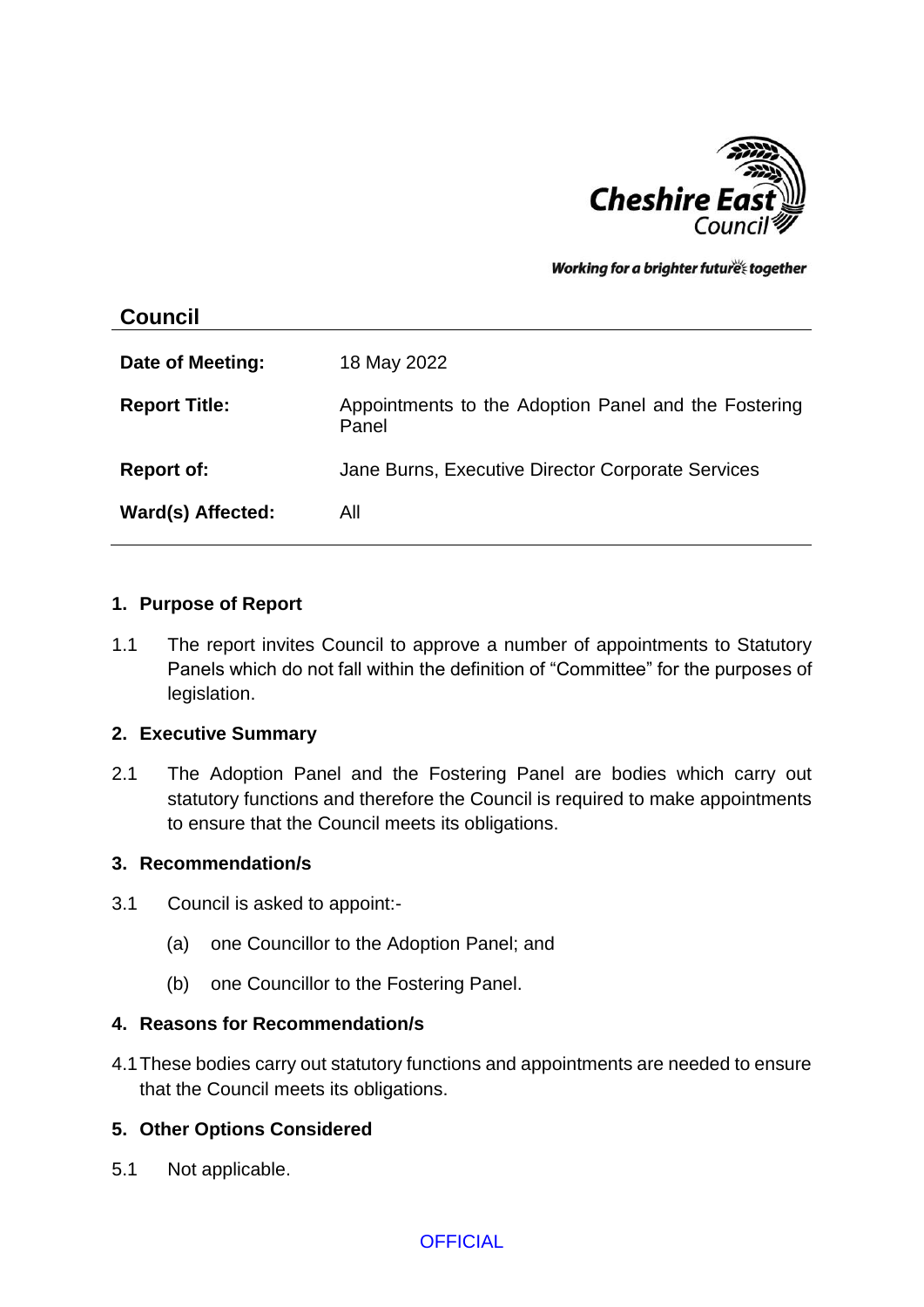Cheshire East Council

*Working for a brighter future together*

## Council

| | |
|---|---|
| **Date of Meeting:** | 18 May 2022 |
| **Report Title:** | Appointments to the Adoption Panel and the Fostering Panel |
| **Report of:** | Jane Burns, Executive Director Corporate Services |
| **Ward(s) Affected:** | All |

## 1. Purpose of Report

1.1 The report invites Council to approve a number of appointments to Statutory Panels which do not fall within the definition of "Committee" for the purposes of legislation.

## 2. Executive Summary

2.1 The Adoption Panel and the Fostering Panel are bodies which carry out statutory functions and therefore the Council is required to make appointments to ensure that the Council meets its obligations.

## 3. Recommendation/s

3.1 Council is asked to appoint:-

(a) one Councillor to the Adoption Panel; and

(b) one Councillor to the Fostering Panel.

## 4. Reasons for Recommendation/s

4.1 These bodies carry out statutory functions and appointments are needed to ensure that the Council meets its obligations.

## 5. Other Options Considered

5.1 Not applicable.

OFFICIAL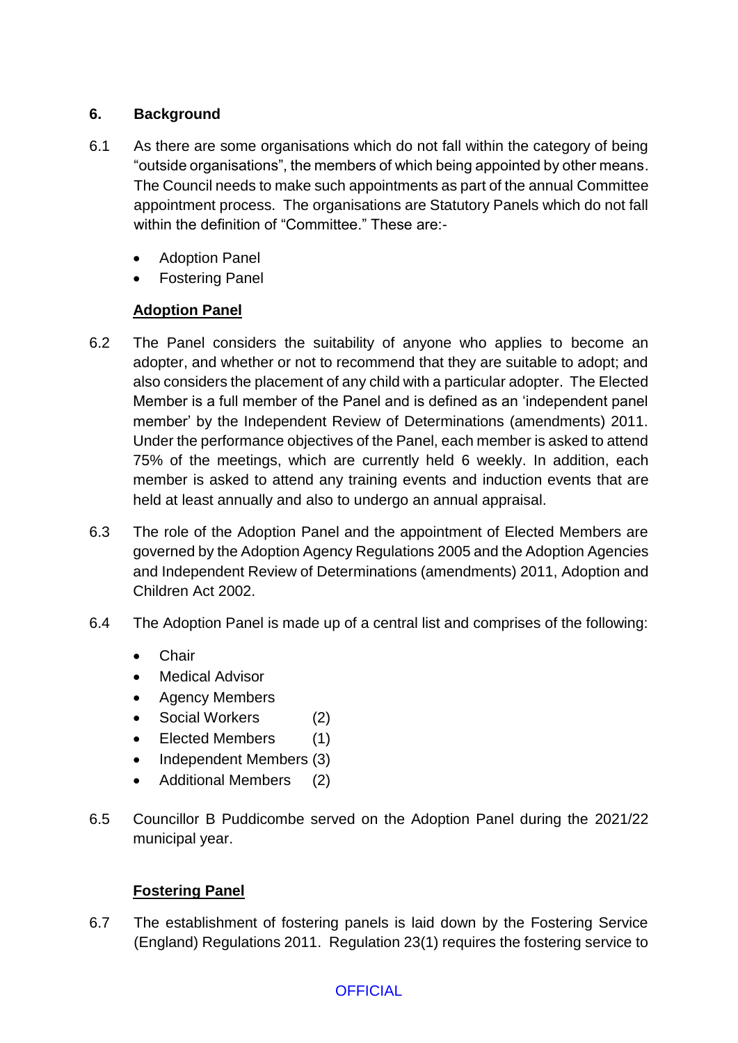## 6. Background

6.1 As there are some organisations which do not fall within the category of being "outside organisations", the members of which being appointed by other means. The Council needs to make such appointments as part of the annual Committee appointment process. The organisations are Statutory Panels which do not fall within the definition of "Committee." These are:-

- Adoption Panel
- Fostering Panel

**Adoption Panel**

6.2 The Panel considers the suitability of anyone who applies to become an adopter, and whether or not to recommend that they are suitable to adopt; and also considers the placement of any child with a particular adopter. The Elected Member is a full member of the Panel and is defined as an 'independent panel member' by the Independent Review of Determinations (amendments) 2011. Under the performance objectives of the Panel, each member is asked to attend 75% of the meetings, which are currently held 6 weekly. In addition, each member is asked to attend any training events and induction events that are held at least annually and also to undergo an annual appraisal.

6.3 The role of the Adoption Panel and the appointment of Elected Members are governed by the Adoption Agency Regulations 2005 and the Adoption Agencies and Independent Review of Determinations (amendments) 2011, Adoption and Children Act 2002.

6.4 The Adoption Panel is made up of a central list and comprises of the following:

- Chair
- Medical Advisor
- Agency Members
- Social Workers (2)
- Elected Members (1)
- Independent Members (3)
- Additional Members (2)

6.5 Councillor B Puddicombe served on the Adoption Panel during the 2021/22 municipal year.

**Fostering Panel**

6.7 The establishment of fostering panels is laid down by the Fostering Service (England) Regulations 2011. Regulation 23(1) requires the fostering service to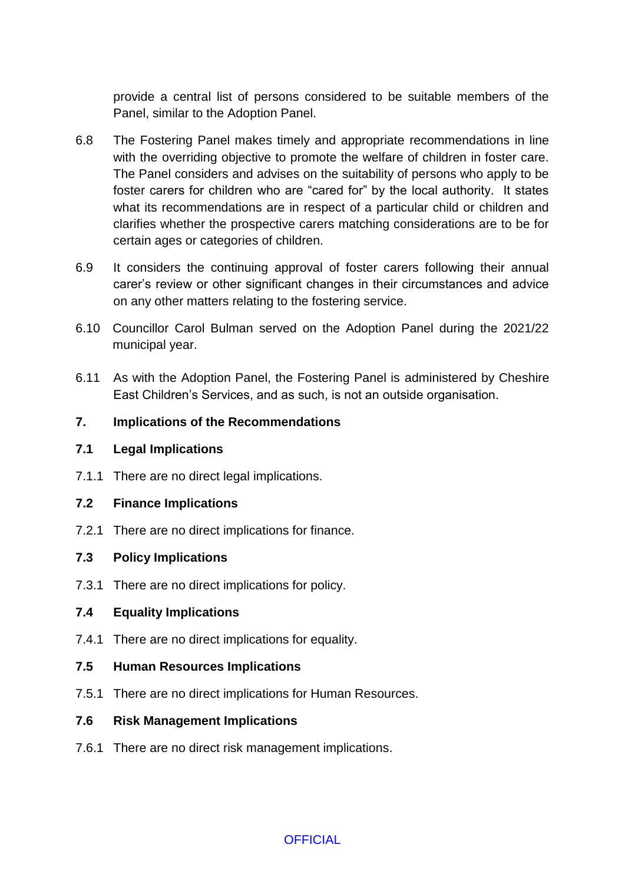provide a central list of persons considered to be suitable members of the Panel, similar to the Adoption Panel.

6.8 The Fostering Panel makes timely and appropriate recommendations in line with the overriding objective to promote the welfare of children in foster care. The Panel considers and advises on the suitability of persons who apply to be foster carers for children who are "cared for" by the local authority. It states what its recommendations are in respect of a particular child or children and clarifies whether the prospective carers matching considerations are to be for certain ages or categories of children.

6.9 It considers the continuing approval of foster carers following their annual carer's review or other significant changes in their circumstances and advice on any other matters relating to the fostering service.

6.10 Councillor Carol Bulman served on the Adoption Panel during the 2021/22 municipal year.

6.11 As with the Adoption Panel, the Fostering Panel is administered by Cheshire East Children's Services, and as such, is not an outside organisation.

## 7. Implications of the Recommendations

### 7.1 Legal Implications

7.1.1 There are no direct legal implications.

### 7.2 Finance Implications

7.2.1 There are no direct implications for finance.

### 7.3 Policy Implications

7.3.1 There are no direct implications for policy.

### 7.4 Equality Implications

7.4.1 There are no direct implications for equality.

### 7.5 Human Resources Implications

7.5.1 There are no direct implications for Human Resources.

### 7.6 Risk Management Implications

7.6.1 There are no direct risk management implications.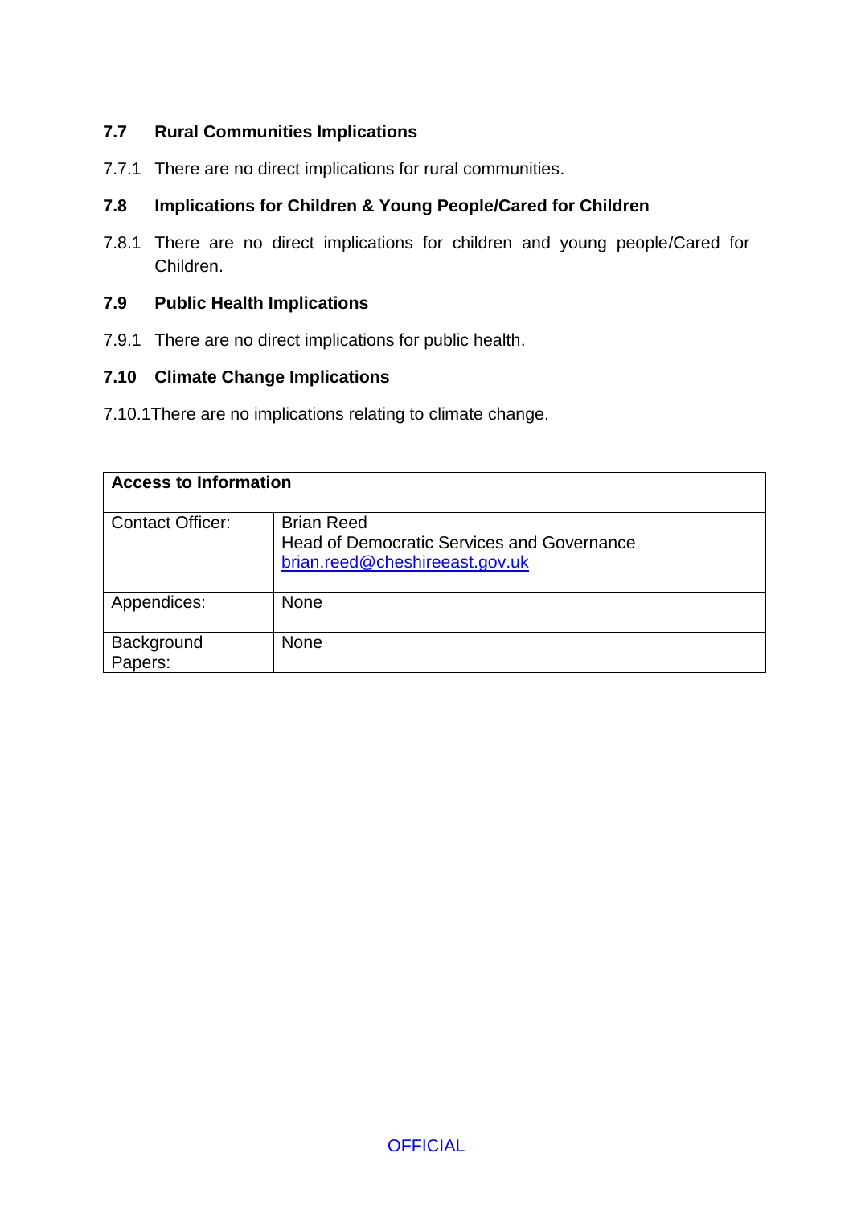### 7.7 Rural Communities Implications

7.7.1 There are no direct implications for rural communities.

### 7.8 Implications for Children & Young People/Cared for Children

7.8.1 There are no direct implications for children and young people/Cared for Children.

### 7.9 Public Health Implications

7.9.1 There are no direct implications for public health.

### 7.10 Climate Change Implications

7.10.1 There are no implications relating to climate change.

| **Access to Information** | |
|---|---|
| Contact Officer: | Brian Reed<br>Head of Democratic Services and Governance<br>brian.reed@cheshireeast.gov.uk |
| Appendices: | None |
| Background Papers: | None |

OFFICIAL